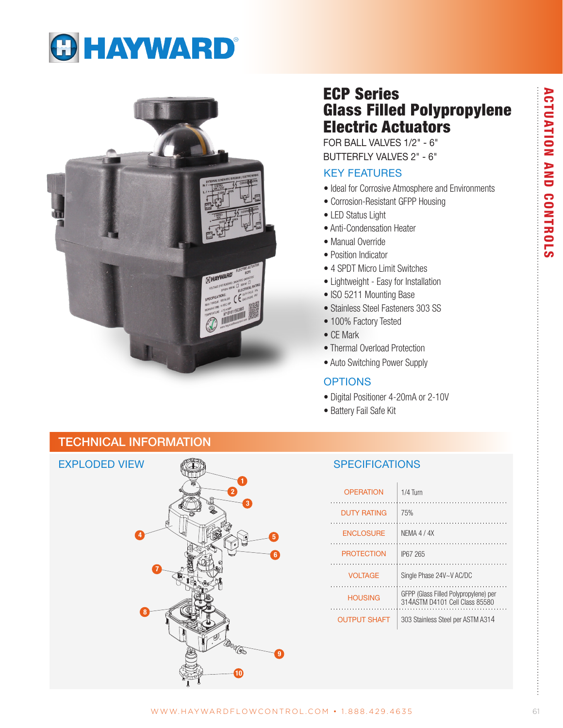# ECP Series Glass Filled Polypropylene Electric Actuators

FOR BALL VALVES 1/2" - 6"

BUTTERFLY VALVES 2" - 6"

## KEY FEATURES

- Ideal for Corrosive Atmosphere and Environments
- Corrosion-Resistant GFPP Housing
- LED Status Light
- Anti-Condensation Heater
- Manual Override
- Position Indicator
- 4 SPDT Micro Limit Switches
- Lightweight - Easy for Installation
- ISO 5211 Mounting Base
- Stainless Steel Fasteners 303 SS
- 100% Factory Tested
- CE Mark
- Thermal Overload Protection
- Auto Switching Power Supply

## OPTIONS

- Digital Positioner 4-20mA or 2-10V
- Battery Fail Safe Kit

## TECHNICAL INFORMATION

### EXPLODED VIEW

### SPECIFICATIONS

| | |
|---|---|
| OPERATION | 1/4 Turn |
| DUTY RATING | 75% |
| ENCLOSURE | NEMA 4 / 4X |
| PROTECTION | IP67 265 |
| VOLTAGE | Single Phase 24V~V AC/DC |
| HOUSING | GFPP (Glass Filled Polypropylene) per 314ASTM D4101 Cell Class 85580 |
| OUTPUT SHAFT | 303 Stainless Steel per ASTM A314 |

WWW.HAYWARDFLOWCONTROL.COM • 1.888.429.4635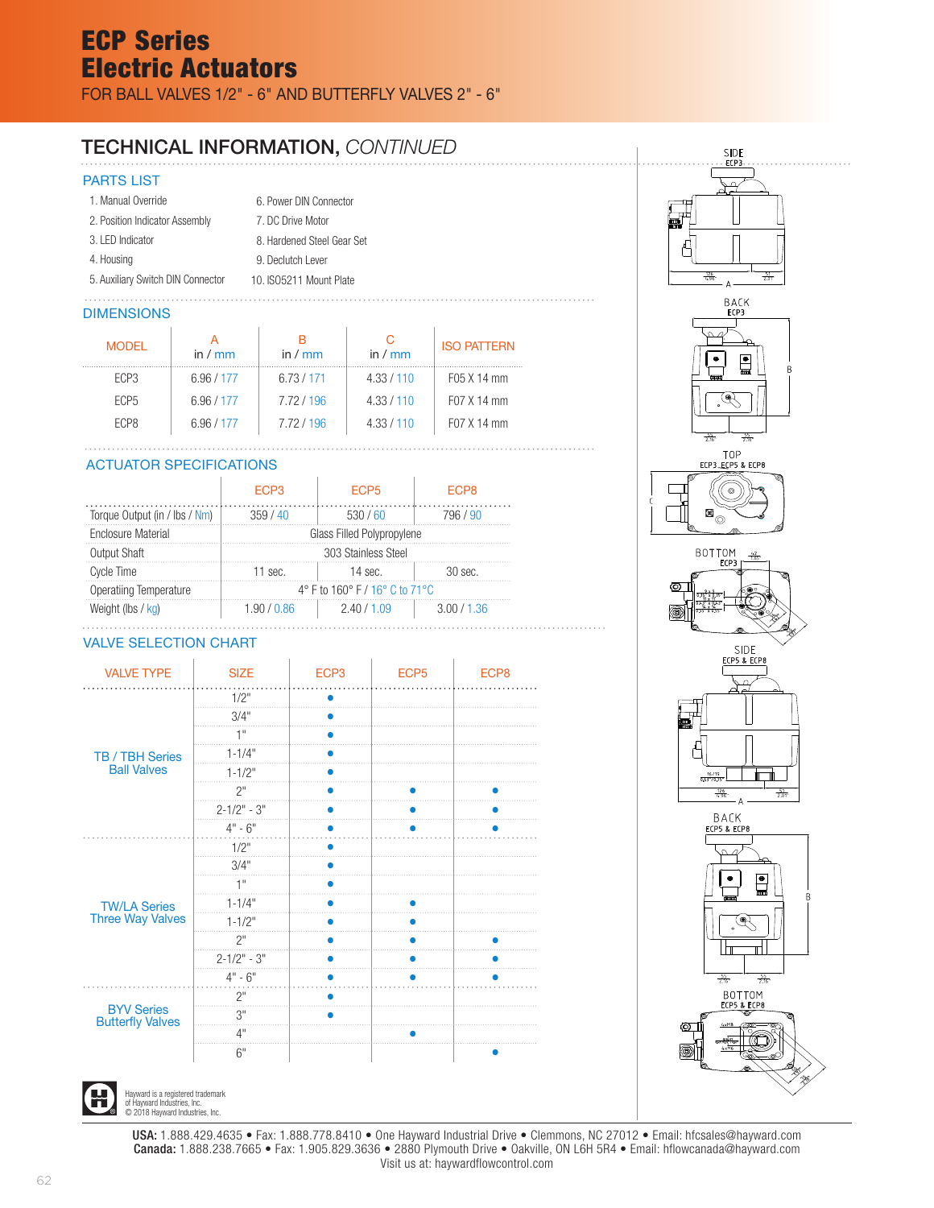# ECP Series Electric Actuators

FOR BALL VALVES 1/2" - 6" AND BUTTERFLY VALVES 2" - 6"

## TECHNICAL INFORMATION, *CONTINUED*

### PARTS LIST

1. Manual Override
2. Position Indicator Assembly
3. LED Indicator
4. Housing
5. Auxiliary Switch DIN Connector
6. Power DIN Connector
7. DC Drive Motor
8. Hardened Steel Gear Set
9. Declutch Lever
10. ISO5211 Mount Plate

### DIMENSIONS

| MODEL | A in / mm | B in / mm | C in / mm | ISO PATTERN |
|---|---|---|---|---|
| ECP3 | 6.96 / 177 | 6.73 / 171 | 4.33 / 110 | F05 X 14 mm |
| ECP5 | 6.96 / 177 | 7.72 / 196 | 4.33 / 110 | F07 X 14 mm |
| ECP8 | 6.96 / 177 | 7.72 / 196 | 4.33 / 110 | F07 X 14 mm |

### ACTUATOR SPECIFICATIONS

| | ECP3 | ECP5 | ECP8 |
|---|---|---|---|
| Torque Output (in / lbs / Nm) | 359 / 40 | 530 / 60 | 796 / 90 |
| Enclosure Material | Glass Filled Polypropylene | | |
| Output Shaft | 303 Stainless Steel | | |
| Cycle Time | 11 sec. | 14 sec. | 30 sec. |
| Operatiing Temperature | 4° F to 160° F / 16° C to 71°C | | |
| Weight (lbs / kg) | 1.90 / 0.86 | 2.40 / 1.09 | 3.00 / 1.36 |

### VALVE SELECTION CHART

| VALVE TYPE | SIZE | ECP3 | ECP5 | ECP8 |
|---|---|---|---|---|
| TB / TBH Series Ball Valves | 1/2" | ● | | |
| | 3/4" | ● | | |
| | 1" | ● | | |
| | 1-1/4" | ● | | |
| | 1-1/2" | ● | | |
| | 2" | ● | ● | ● |
| | 2-1/2" - 3" | ● | ● | ● |
| | 4" - 6" | ● | ● | ● |
| TW/LA Series Three Way Valves | 1/2" | ● | | |
| | 3/4" | ● | | |
| | 1" | ● | | |
| | 1-1/4" | ● | ● | |
| | 1-1/2" | ● | ● | |
| | 2" | ● | ● | ● |
| | 2-1/2" - 3" | ● | ● | ● |
| | 4" - 6" | ● | ● | ● |
| BYV Series Butterfly Valves | 2" | ● | | |
| | 3" | ● | | |
| | 4" | | ● | |
| | 6" | | | ● |

SIDE ECP3

BACK ECP3

TOP ECP3, ECP5 & ECP8

BOTTOM ECP3

SIDE ECP5 & ECP8

BACK ECP5 & ECP8

BOTTOM ECP5 & ECP8

Hayward is a registered trademark of Hayward Industries, Inc.
© 2018 Hayward Industries, Inc.

**USA:** 1.888.429.4635 • Fax: 1.888.778.8410 • One Hayward Industrial Drive • Clemmons, NC 27012 • Email: hfcsales@hayward.com
**Canada:** 1.888.238.7665 • Fax: 1.905.829.3636 • 2880 Plymouth Drive • Oakville, ON L6H 5R4 • Email: hflowcanada@hayward.com
Visit us at: haywardflowcontrol.com